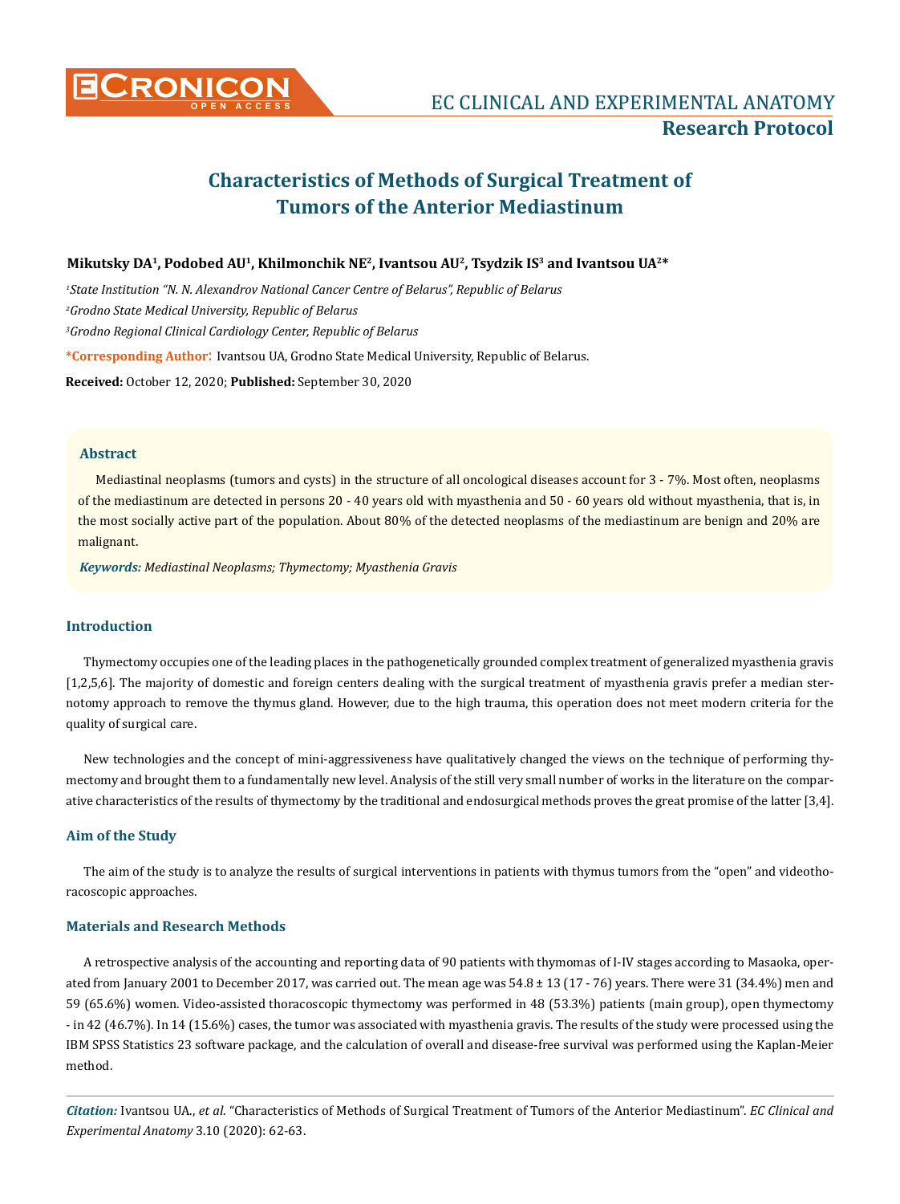# Characteristics of Methods of Surgical Treatment of Tumors of the Anterior Mediastinum

**Mikutsky DA[1], Podobed AU[1], Khilmonchik NE[2], Ivantsou AU[2], Tsydzik IS[3] and Ivantsou UA[2]***

*[1]State Institution "N. N. Alexandrov National Cancer Centre of Belarus", Republic of Belarus*

*[2]Grodno State Medical University, Republic of Belarus*

*[3]Grodno Regional Clinical Cardiology Center, Republic of Belarus*

**\*Corresponding Author:** Ivantsou UA, Grodno State Medical University, Republic of Belarus.

**Received:** October 12, 2020; **Published:** September 30, 2020

## Abstract

Mediastinal neoplasms (tumors and cysts) in the structure of all oncological diseases account for 3 - 7%. Most often, neoplasms of the mediastinum are detected in persons 20 - 40 years old with myasthenia and 50 - 60 years old without myasthenia, that is, in the most socially active part of the population. About 80% of the detected neoplasms of the mediastinum are benign and 20% are malignant.

***Keywords:*** *Mediastinal Neoplasms; Thymectomy; Myasthenia Gravis*

## Introduction

Thymectomy occupies one of the leading places in the pathogenetically grounded complex treatment of generalized myasthenia gravis [1,2,5,6]. The majority of domestic and foreign centers dealing with the surgical treatment of myasthenia gravis prefer a median sternotomy approach to remove the thymus gland. However, due to the high trauma, this operation does not meet modern criteria for the quality of surgical care.

New technologies and the concept of mini-aggressiveness have qualitatively changed the views on the technique of performing thymectomy and brought them to a fundamentally new level. Analysis of the still very small number of works in the literature on the comparative characteristics of the results of thymectomy by the traditional and endosurgical methods proves the great promise of the latter [3,4].

## Aim of the Study

The aim of the study is to analyze the results of surgical interventions in patients with thymus tumors from the "open" and videothoracoscopic approaches.

## Materials and Research Methods

A retrospective analysis of the accounting and reporting data of 90 patients with thymomas of I-IV stages according to Masaoka, operated from January 2001 to December 2017, was carried out. The mean age was 54.8 ± 13 (17 - 76) years. There were 31 (34.4%) men and 59 (65.6%) women. Video-assisted thoracoscopic thymectomy was performed in 48 (53.3%) patients (main group), open thymectomy - in 42 (46.7%). In 14 (15.6%) cases, the tumor was associated with myasthenia gravis. The results of the study were processed using the IBM SPSS Statistics 23 software package, and the calculation of overall and disease-free survival was performed using the Kaplan-Meier method.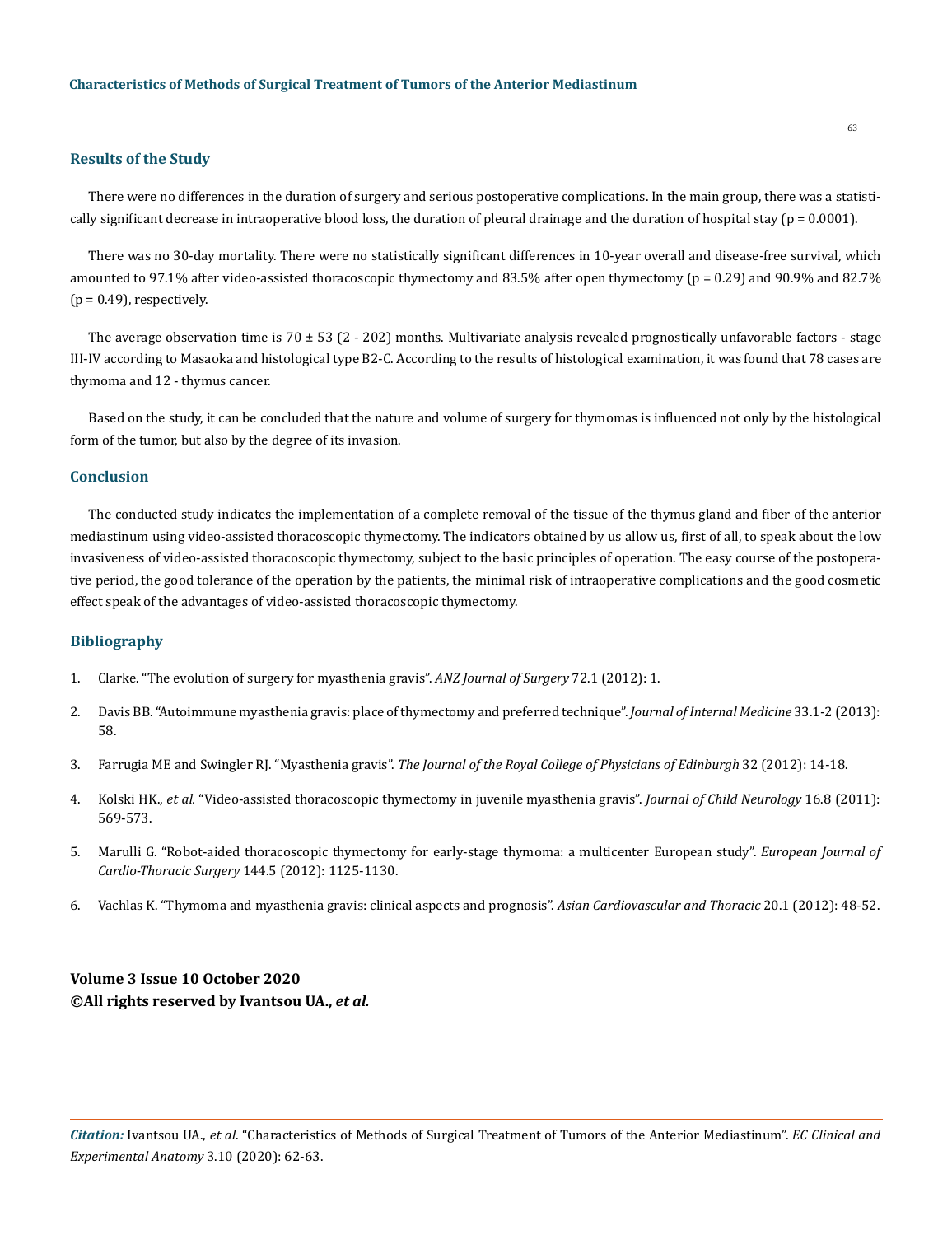## Results of the Study

There were no differences in the duration of surgery and serious postoperative complications. In the main group, there was a statistically significant decrease in intraoperative blood loss, the duration of pleural drainage and the duration of hospital stay ($p = 0.0001$).

There was no 30-day mortality. There were no statistically significant differences in 10-year overall and disease-free survival, which amounted to 97.1% after video-assisted thoracoscopic thymectomy and 83.5% after open thymectomy ($p = 0.29$) and 90.9% and 82.7% ($p = 0.49$), respectively.

The average observation time is 70 ± 53 (2 - 202) months. Multivariate analysis revealed prognostically unfavorable factors - stage III-IV according to Masaoka and histological type B2-C. According to the results of histological examination, it was found that 78 cases are thymoma and 12 - thymus cancer.

Based on the study, it can be concluded that the nature and volume of surgery for thymomas is influenced not only by the histological form of the tumor, but also by the degree of its invasion.

## Conclusion

The conducted study indicates the implementation of a complete removal of the tissue of the thymus gland and fiber of the anterior mediastinum using video-assisted thoracoscopic thymectomy. The indicators obtained by us allow us, first of all, to speak about the low invasiveness of video-assisted thoracoscopic thymectomy, subject to the basic principles of operation. The easy course of the postoperative period, the good tolerance of the operation by the patients, the minimal risk of intraoperative complications and the good cosmetic effect speak of the advantages of video-assisted thoracoscopic thymectomy.

## Bibliography

1. Clarke. "The evolution of surgery for myasthenia gravis". *ANZ Journal of Surgery* 72.1 (2012): 1.
2. Davis BB. "Autoimmune myasthenia gravis: place of thymectomy and preferred technique". *Journal of Internal Medicine* 33.1-2 (2013): 58.
3. Farrugia ME and Swingler RJ. "Myasthenia gravis". *The Journal of the Royal College of Physicians of Edinburgh* 32 (2012): 14-18.
4. Kolski HK., *et al.* "Video-assisted thoracoscopic thymectomy in juvenile myasthenia gravis". *Journal of Child Neurology* 16.8 (2011): 569-573.
5. Marulli G. "Robot-aided thoracoscopic thymectomy for early-stage thymoma: a multicenter European study". *European Journal of Cardio-Thoracic Surgery* 144.5 (2012): 1125-1130.
6. Vachlas K. "Thymoma and myasthenia gravis: clinical aspects and prognosis". *Asian Cardiovascular and Thoracic* 20.1 (2012): 48-52.

**Volume 3 Issue 10 October 2020**
**©All rights reserved by Ivantsou UA., *et al.***